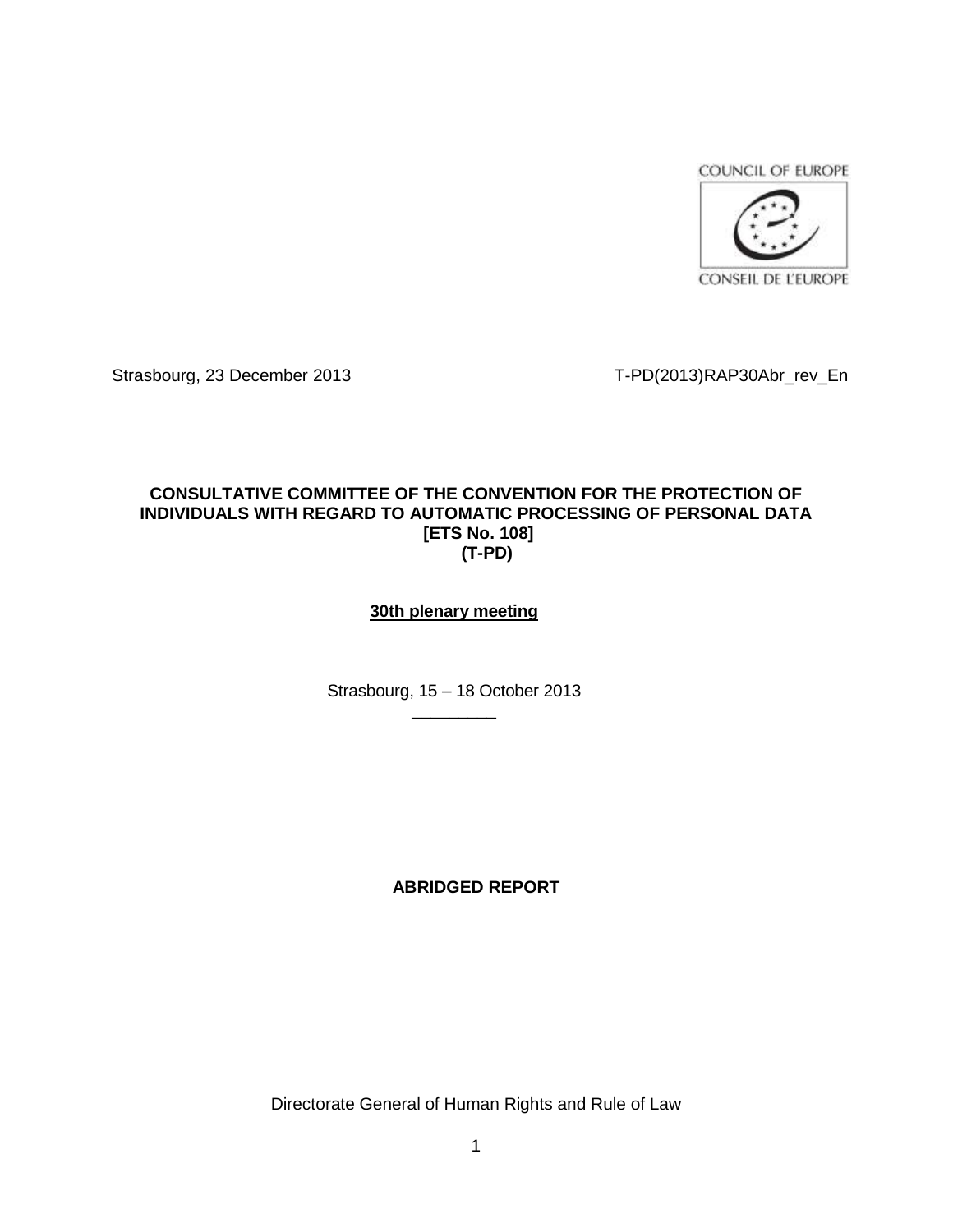COUNCIL OF EUROPE

CONSEIL DE L'EUROPE

Strasbourg, 23 December 2013 T-PD(2013)RAP30Abr_rev_En

**CONSULTATIVE COMMITTEE OF THE CONVENTION FOR THE PROTECTION OF INDIVIDUALS WITH REGARD TO AUTOMATIC PROCESSING OF PERSONAL DATA [ETS No. 108] (T-PD)**

**30th plenary meeting**

Strasbourg, 15 – 18 October 2013

---

**ABRIDGED REPORT**

Directorate General of Human Rights and Rule of Law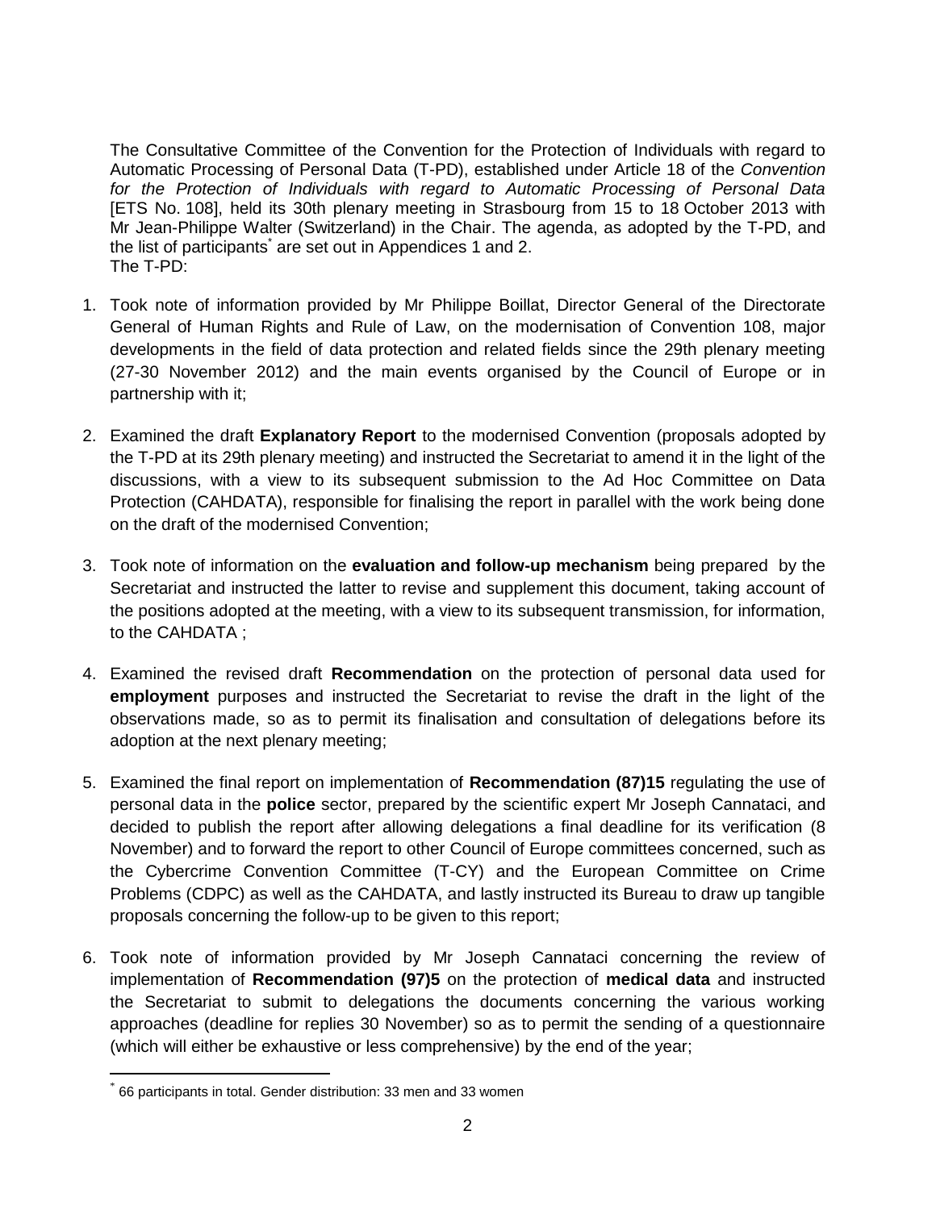The Consultative Committee of the Convention for the Protection of Individuals with regard to Automatic Processing of Personal Data (T-PD), established under Article 18 of the *Convention for the Protection of Individuals with regard to Automatic Processing of Personal Data* [ETS No. 108], held its 30th plenary meeting in Strasbourg from 15 to 18 October 2013 with Mr Jean-Philippe Walter (Switzerland) in the Chair. The agenda, as adopted by the T-PD, and the list of participants[*] are set out in Appendices 1 and 2.

The T-PD:

1. Took note of information provided by Mr Philippe Boillat, Director General of the Directorate General of Human Rights and Rule of Law, on the modernisation of Convention 108, major developments in the field of data protection and related fields since the 29th plenary meeting (27-30 November 2012) and the main events organised by the Council of Europe or in partnership with it;

2. Examined the draft **Explanatory Report** to the modernised Convention (proposals adopted by the T-PD at its 29th plenary meeting) and instructed the Secretariat to amend it in the light of the discussions, with a view to its subsequent submission to the Ad Hoc Committee on Data Protection (CAHDATA), responsible for finalising the report in parallel with the work being done on the draft of the modernised Convention;

3. Took note of information on the **evaluation and follow-up mechanism** being prepared by the Secretariat and instructed the latter to revise and supplement this document, taking account of the positions adopted at the meeting, with a view to its subsequent transmission, for information, to the CAHDATA ;

4. Examined the revised draft **Recommendation** on the protection of personal data used for **employment** purposes and instructed the Secretariat to revise the draft in the light of the observations made, so as to permit its finalisation and consultation of delegations before its adoption at the next plenary meeting;

5. Examined the final report on implementation of **Recommendation (87)15** regulating the use of personal data in the **police** sector, prepared by the scientific expert Mr Joseph Cannataci, and decided to publish the report after allowing delegations a final deadline for its verification (8 November) and to forward the report to other Council of Europe committees concerned, such as the Cybercrime Convention Committee (T-CY) and the European Committee on Crime Problems (CDPC) as well as the CAHDATA, and lastly instructed its Bureau to draw up tangible proposals concerning the follow-up to be given to this report;

6. Took note of information provided by Mr Joseph Cannataci concerning the review of implementation of **Recommendation (97)5** on the protection of **medical data** and instructed the Secretariat to submit to delegations the documents concerning the various working approaches (deadline for replies 30 November) so as to permit the sending of a questionnaire (which will either be exhaustive or less comprehensive) by the end of the year;

---

[*] 66 participants in total. Gender distribution: 33 men and 33 women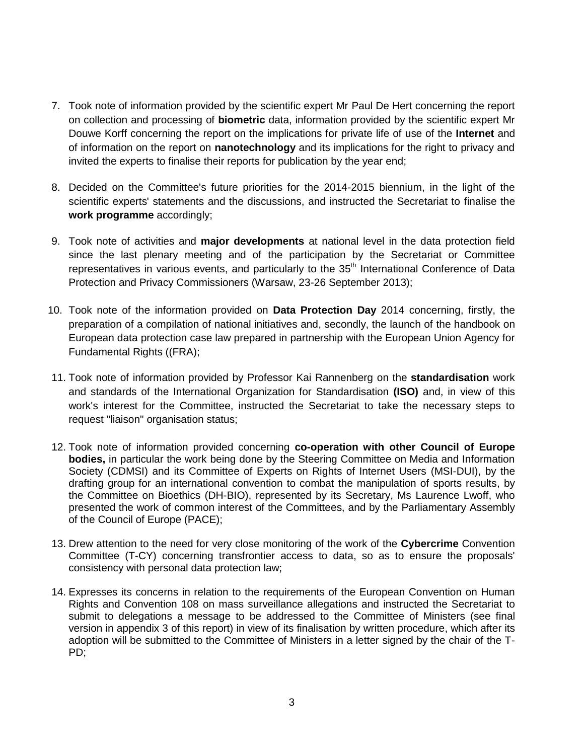7. Took note of information provided by the scientific expert Mr Paul De Hert concerning the report on collection and processing of **biometric** data, information provided by the scientific expert Mr Douwe Korff concerning the report on the implications for private life of use of the **Internet** and of information on the report on **nanotechnology** and its implications for the right to privacy and invited the experts to finalise their reports for publication by the year end;

8. Decided on the Committee's future priorities for the 2014-2015 biennium, in the light of the scientific experts' statements and the discussions, and instructed the Secretariat to finalise the **work programme** accordingly;

9. Took note of activities and **major developments** at national level in the data protection field since the last plenary meeting and of the participation by the Secretariat or Committee representatives in various events, and particularly to the 35th International Conference of Data Protection and Privacy Commissioners (Warsaw, 23-26 September 2013);

10. Took note of the information provided on **Data Protection Day** 2014 concerning, firstly, the preparation of a compilation of national initiatives and, secondly, the launch of the handbook on European data protection case law prepared in partnership with the European Union Agency for Fundamental Rights ((FRA);

11. Took note of information provided by Professor Kai Rannenberg on the **standardisation** work and standards of the International Organization for Standardisation **(ISO)** and, in view of this work's interest for the Committee, instructed the Secretariat to take the necessary steps to request "liaison" organisation status;

12. Took note of information provided concerning **co-operation with other Council of Europe bodies,** in particular the work being done by the Steering Committee on Media and Information Society (CDMSI) and its Committee of Experts on Rights of Internet Users (MSI-DUI), by the drafting group for an international convention to combat the manipulation of sports results, by the Committee on Bioethics (DH-BIO), represented by its Secretary, Ms Laurence Lwoff, who presented the work of common interest of the Committees, and by the Parliamentary Assembly of the Council of Europe (PACE);

13. Drew attention to the need for very close monitoring of the work of the **Cybercrime** Convention Committee (T-CY) concerning transfrontier access to data, so as to ensure the proposals' consistency with personal data protection law;

14. Expresses its concerns in relation to the requirements of the European Convention on Human Rights and Convention 108 on mass surveillance allegations and instructed the Secretariat to submit to delegations a message to be addressed to the Committee of Ministers (see final version in appendix 3 of this report) in view of its finalisation by written procedure, which after its adoption will be submitted to the Committee of Ministers in a letter signed by the chair of the T-PD;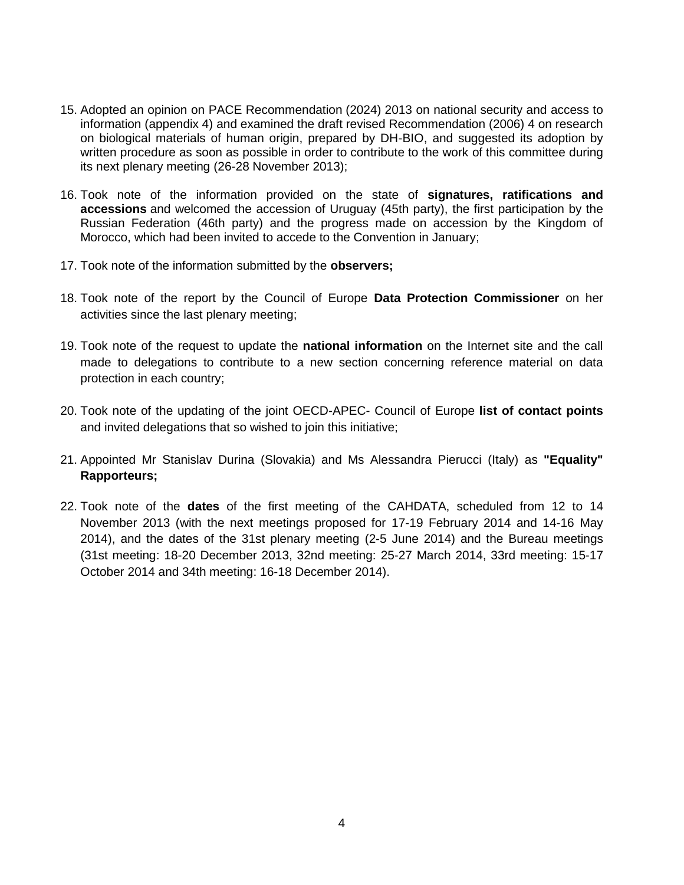15. Adopted an opinion on PACE Recommendation (2024) 2013 on national security and access to information (appendix 4) and examined the draft revised Recommendation (2006) 4 on research on biological materials of human origin, prepared by DH-BIO, and suggested its adoption by written procedure as soon as possible in order to contribute to the work of this committee during its next plenary meeting (26-28 November 2013);

16. Took note of the information provided on the state of **signatures, ratifications and accessions** and welcomed the accession of Uruguay (45th party), the first participation by the Russian Federation (46th party) and the progress made on accession by the Kingdom of Morocco, which had been invited to accede to the Convention in January;

17. Took note of the information submitted by the **observers;**

18. Took note of the report by the Council of Europe **Data Protection Commissioner** on her activities since the last plenary meeting;

19. Took note of the request to update the **national information** on the Internet site and the call made to delegations to contribute to a new section concerning reference material on data protection in each country;

20. Took note of the updating of the joint OECD-APEC- Council of Europe **list of contact points** and invited delegations that so wished to join this initiative;

21. Appointed Mr Stanislav Durina (Slovakia) and Ms Alessandra Pierucci (Italy) as **"Equality" Rapporteurs;**

22. Took note of the **dates** of the first meeting of the CAHDATA, scheduled from 12 to 14 November 2013 (with the next meetings proposed for 17-19 February 2014 and 14-16 May 2014), and the dates of the 31st plenary meeting (2-5 June 2014) and the Bureau meetings (31st meeting: 18-20 December 2013, 32nd meeting: 25-27 March 2014, 33rd meeting: 15-17 October 2014 and 34th meeting: 16-18 December 2014).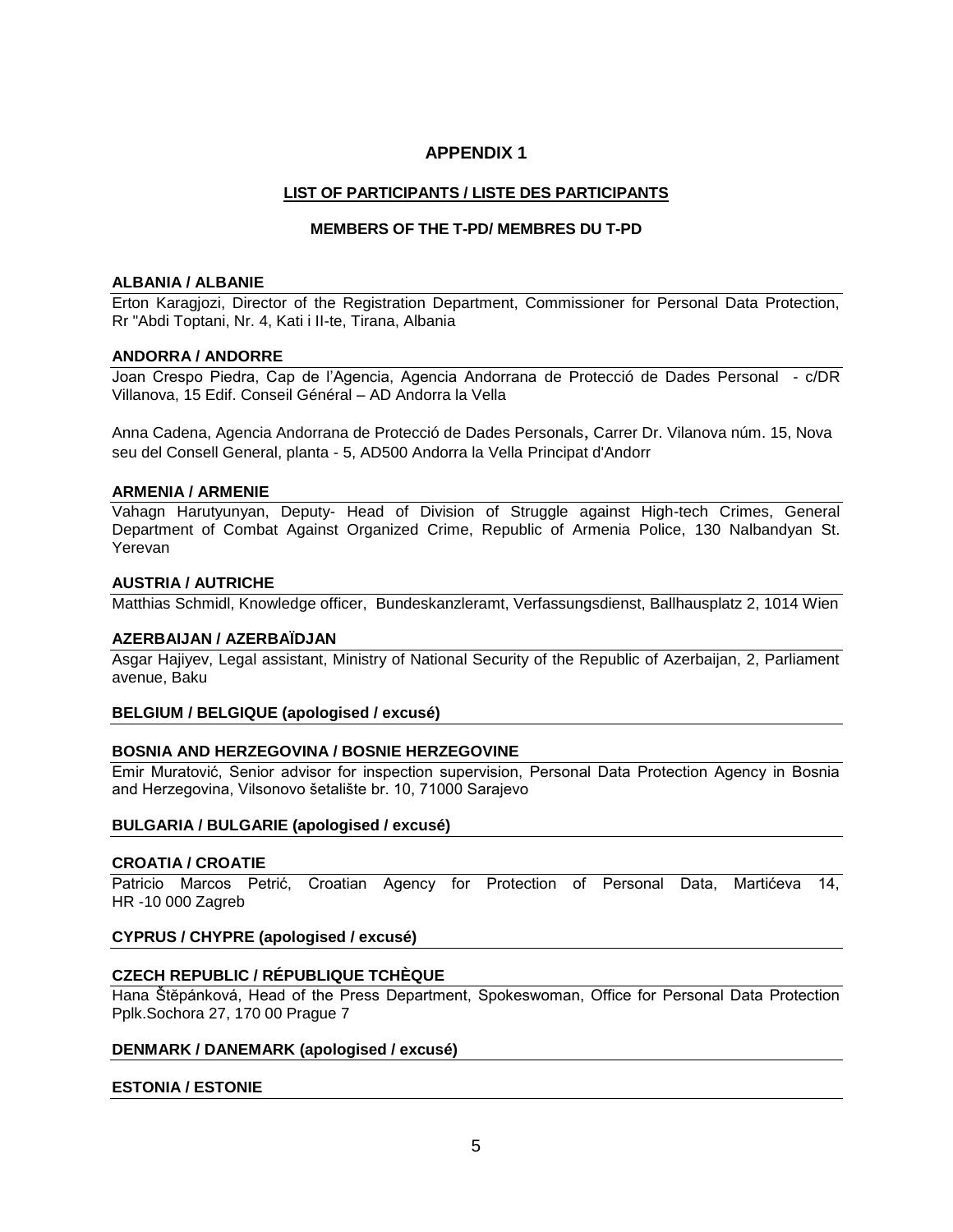# APPENDIX 1

## LIST OF PARTICIPANTS / LISTE DES PARTICIPANTS

### MEMBERS OF THE T-PD/ MEMBRES DU T-PD

**ALBANIA / ALBANIE**

Erton Karagjozi, Director of the Registration Department, Commissioner for Personal Data Protection, Rr "Abdi Toptani, Nr. 4, Kati i II-te, Tirana, Albania

**ANDORRA / ANDORRE**

Joan Crespo Piedra, Cap de l'Agencia, Agencia Andorrana de Protecció de Dades Personal - c/DR Villanova, 15 Edif. Conseil Général – AD Andorra la Vella

Anna Cadena, Agencia Andorrana de Protecció de Dades Personals, Carrer Dr. Vilanova núm. 15, Nova seu del Consell General, planta - 5, AD500 Andorra la Vella Principat d'Andorr

**ARMENIA / ARMENIE**

Vahagn Harutyunyan, Deputy- Head of Division of Struggle against High-tech Crimes, General Department of Combat Against Organized Crime, Republic of Armenia Police, 130 Nalbandyan St. Yerevan

**AUSTRIA / AUTRICHE**

Matthias Schmidl, Knowledge officer, Bundeskanzleramt, Verfassungsdienst, Ballhausplatz 2, 1014 Wien

**AZERBAIJAN / AZERBAÏDJAN**

Asgar Hajiyev, Legal assistant, Ministry of National Security of the Republic of Azerbaijan, 2, Parliament avenue, Baku

**BELGIUM / BELGIQUE (apologised / excusé)**

**BOSNIA AND HERZEGOVINA / BOSNIE HERZEGOVINE**

Emir Muratović, Senior advisor for inspection supervision, Personal Data Protection Agency in Bosnia and Herzegovina, Vilsonovo šetalište br. 10, 71000 Sarajevo

**BULGARIA / BULGARIE (apologised / excusé)**

**CROATIA / CROATIE**

Patricio Marcos Petrić, Croatian Agency for Protection of Personal Data, Martićeva 14, HR -10 000 Zagreb

**CYPRUS / CHYPRE (apologised / excusé)**

**CZECH REPUBLIC / RÉPUBLIQUE TCHÈQUE**

Hana Štěpánková, Head of the Press Department, Spokeswoman, Office for Personal Data Protection Pplk.Sochora 27, 170 00 Prague 7

**DENMARK / DANEMARK (apologised / excusé)**

**ESTONIA / ESTONIE**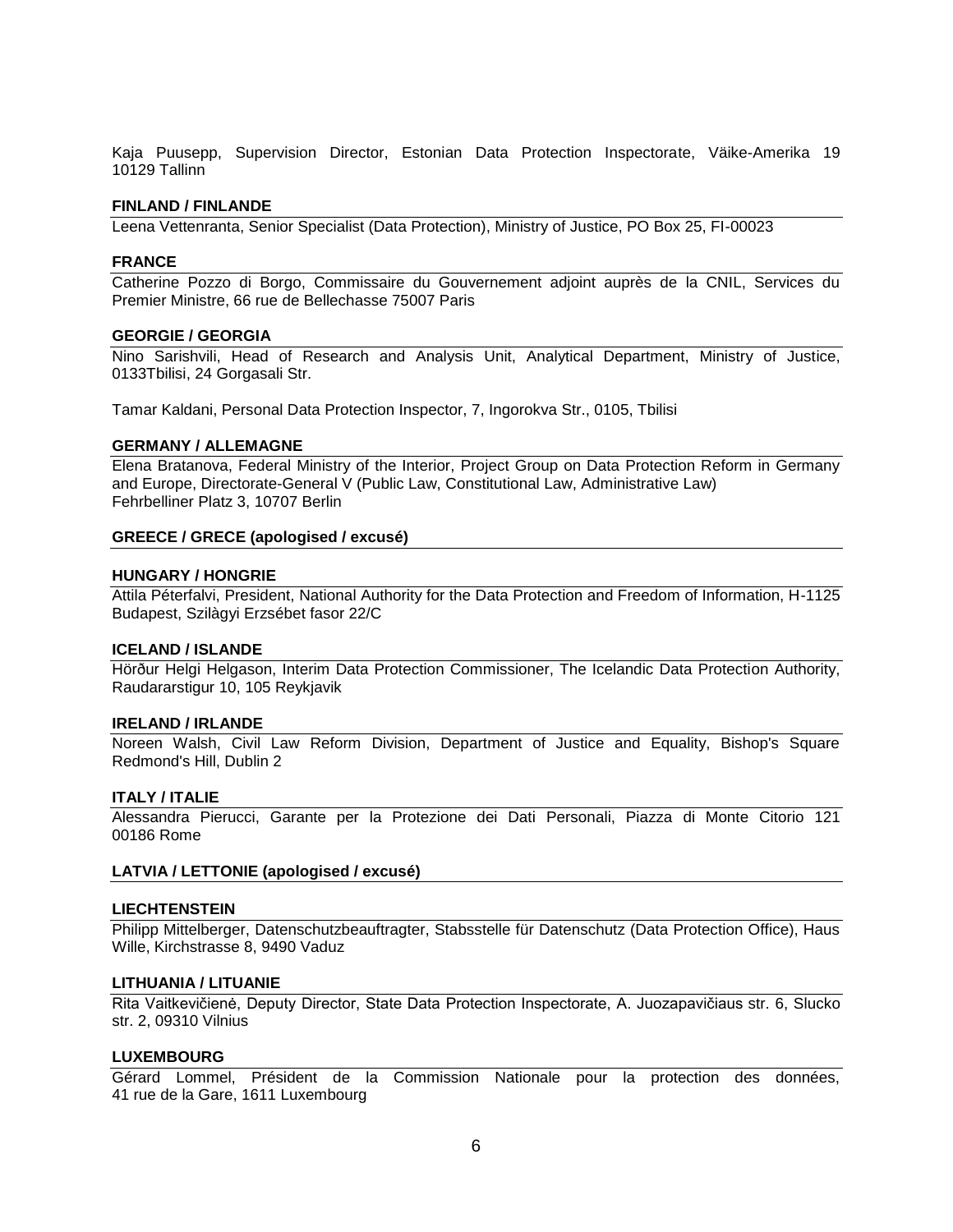Kaja Puusepp, Supervision Director, Estonian Data Protection Inspectorate, Väike-Amerika 19 10129 Tallinn

**FINLAND / FINLANDE**

Leena Vettenranta, Senior Specialist (Data Protection), Ministry of Justice, PO Box 25, FI-00023

**FRANCE**

Catherine Pozzo di Borgo, Commissaire du Gouvernement adjoint auprès de la CNIL, Services du Premier Ministre, 66 rue de Bellechasse 75007 Paris

**GEORGIE / GEORGIA**

Nino Sarishvili, Head of Research and Analysis Unit, Analytical Department, Ministry of Justice, 0133Tbilisi, 24 Gorgasali Str.

Tamar Kaldani, Personal Data Protection Inspector, 7, Ingorokva Str., 0105, Tbilisi

**GERMANY / ALLEMAGNE**

Elena Bratanova, Federal Ministry of the Interior, Project Group on Data Protection Reform in Germany and Europe, Directorate-General V (Public Law, Constitutional Law, Administrative Law)
Fehrbelliner Platz 3, 10707 Berlin

**GREECE / GRECE (apologised / excusé)**

**HUNGARY / HONGRIE**

Attila Péterfalvi, President, National Authority for the Data Protection and Freedom of Information, H-1125 Budapest, Szilàgyi Erzsébet fasor 22/C

**ICELAND / ISLANDE**

Hörður Helgi Helgason, Interim Data Protection Commissioner, The Icelandic Data Protection Authority, Raudararstigur 10, 105 Reykjavik

**IRELAND / IRLANDE**

Noreen Walsh, Civil Law Reform Division, Department of Justice and Equality, Bishop's Square Redmond's Hill, Dublin 2

**ITALY / ITALIE**

Alessandra Pierucci, Garante per la Protezione dei Dati Personali, Piazza di Monte Citorio 121 00186 Rome

**LATVIA / LETTONIE (apologised / excusé)**

**LIECHTENSTEIN**

Philipp Mittelberger, Datenschutzbeauftragter, Stabsstelle für Datenschutz (Data Protection Office), Haus Wille, Kirchstrasse 8, 9490 Vaduz

**LITHUANIA / LITUANIE**

Rita Vaitkevičienė, Deputy Director, State Data Protection Inspectorate, A. Juozapavičiaus str. 6, Slucko str. 2, 09310 Vilnius

**LUXEMBOURG**

Gérard Lommel, Président de la Commission Nationale pour la protection des données, 41 rue de la Gare, 1611 Luxembourg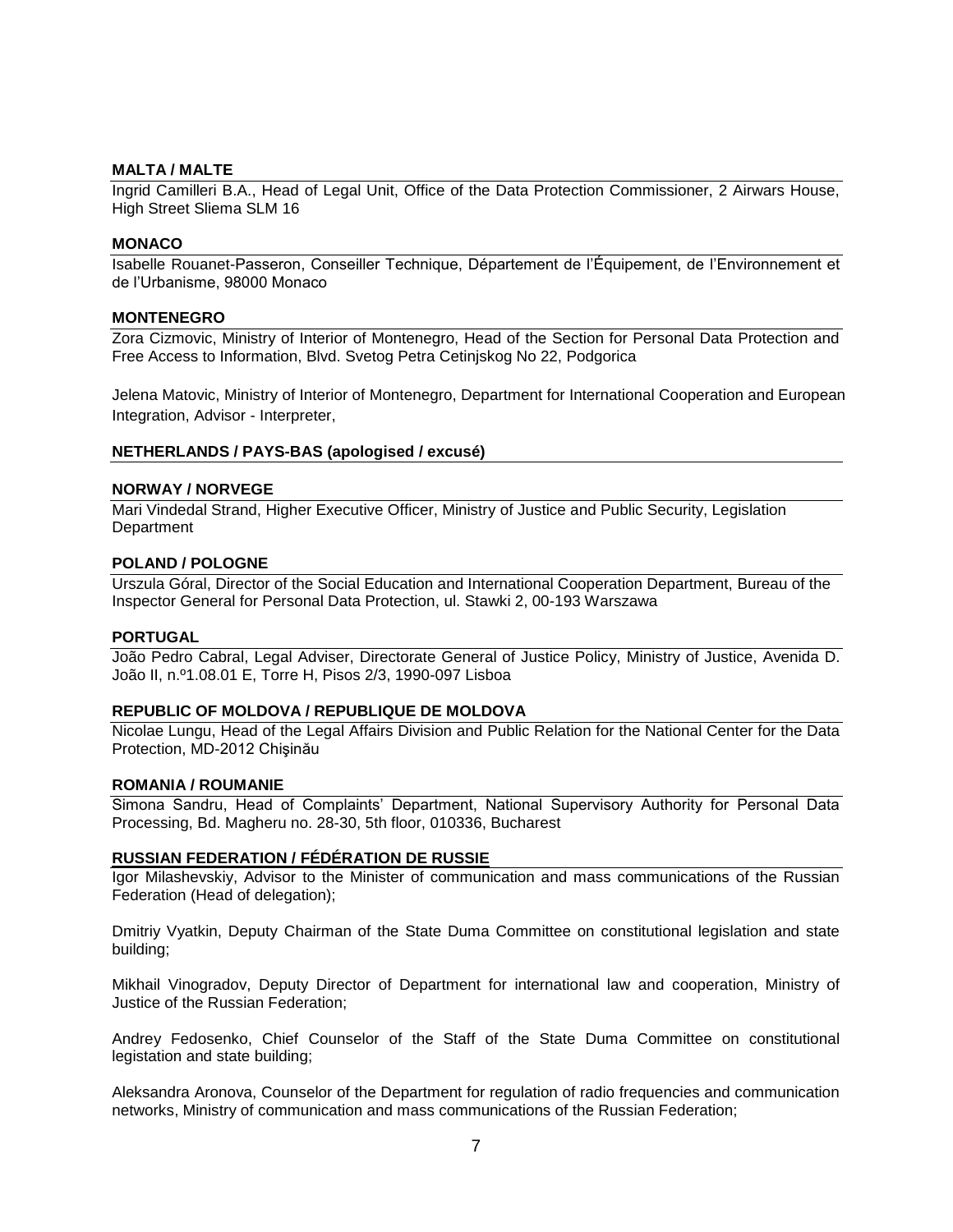**MALTA / MALTE**

Ingrid Camilleri B.A., Head of Legal Unit, Office of the Data Protection Commissioner, 2 Airwars House, High Street Sliema SLM 16

**MONACO**

Isabelle Rouanet-Passeron, Conseiller Technique, Département de l'Équipement, de l'Environnement et de l'Urbanisme, 98000 Monaco

**MONTENEGRO**

Zora Cizmovic, Ministry of Interior of Montenegro, Head of the Section for Personal Data Protection and Free Access to Information, Blvd. Svetog Petra Cetinjskog No 22, Podgorica

Jelena Matovic, Ministry of Interior of Montenegro, Department for International Cooperation and European Integration, Advisor - Interpreter,

**NETHERLANDS / PAYS-BAS (apologised / excusé)**

**NORWAY / NORVEGE**

Mari Vindedal Strand, Higher Executive Officer, Ministry of Justice and Public Security, Legislation Department

**POLAND / POLOGNE**

Urszula Góral, Director of the Social Education and International Cooperation Department, Bureau of the Inspector General for Personal Data Protection, ul. Stawki 2, 00-193 Warszawa

**PORTUGAL**

João Pedro Cabral, Legal Adviser, Directorate General of Justice Policy, Ministry of Justice, Avenida D. João II, n.º1.08.01 E, Torre H, Pisos 2/3, 1990-097 Lisboa

**REPUBLIC OF MOLDOVA / REPUBLIQUE DE MOLDOVA**

Nicolae Lungu, Head of the Legal Affairs Division and Public Relation for the National Center for the Data Protection, MD-2012 Chişinău

**ROMANIA / ROUMANIE**

Simona Sandru, Head of Complaints' Department, National Supervisory Authority for Personal Data Processing, Bd. Magheru no. 28-30, 5th floor, 010336, Bucharest

**RUSSIAN FEDERATION / FÉDÉRATION DE RUSSIE**

Igor Milashevskiy, Advisor to the Minister of communication and mass communications of the Russian Federation (Head of delegation);

Dmitriy Vyatkin, Deputy Chairman of the State Duma Committee on constitutional legislation and state building;

Mikhail Vinogradov, Deputy Director of Department for international law and cooperation, Ministry of Justice of the Russian Federation;

Andrey Fedosenko, Chief Counselor of the Staff of the State Duma Committee on constitutional legistation and state building;

Aleksandra Aronova, Counselor of the Department for regulation of radio frequencies and communication networks, Ministry of communication and mass communications of the Russian Federation;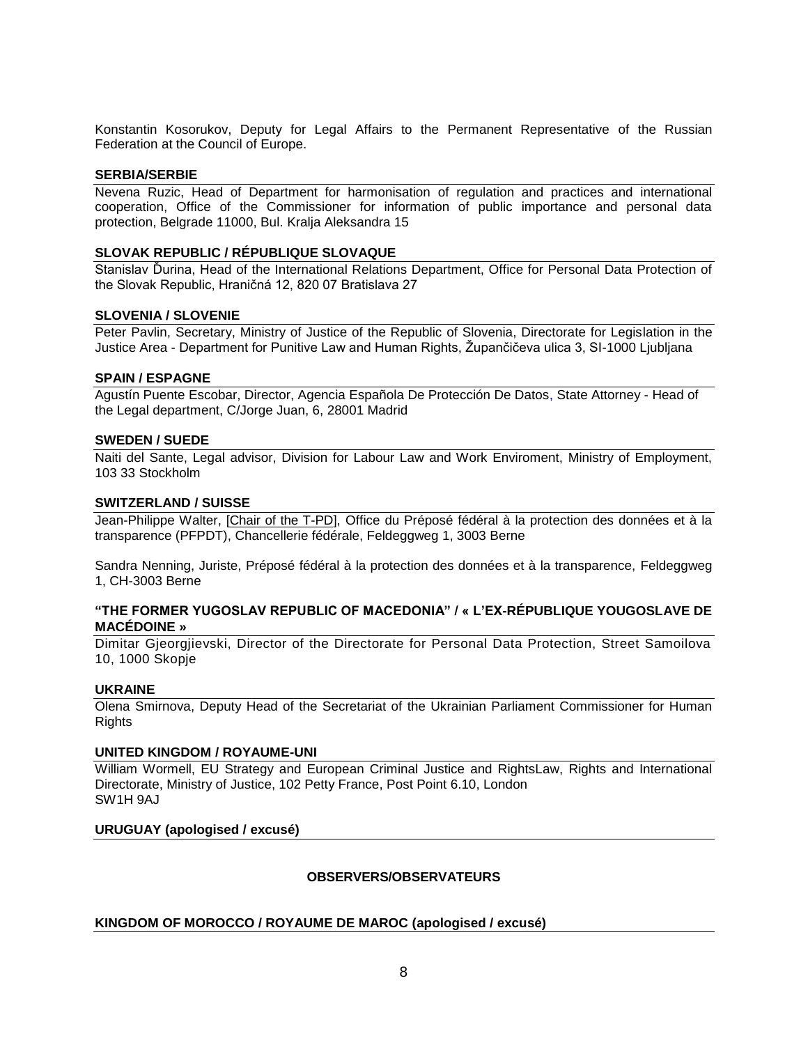Konstantin Kosorukov, Deputy for Legal Affairs to the Permanent Representative of the Russian Federation at the Council of Europe.

**SERBIA/SERBIE**

Nevena Ruzic, Head of Department for harmonisation of regulation and practices and international cooperation, Office of the Commissioner for information of public importance and personal data protection, Belgrade 11000, Bul. Kralja Aleksandra 15

**SLOVAK REPUBLIC / RÉPUBLIQUE SLOVAQUE**

Stanislav Ďurina, Head of the International Relations Department, Office for Personal Data Protection of the Slovak Republic, Hraničná 12, 820 07 Bratislava 27

**SLOVENIA / SLOVENIE**

Peter Pavlin, Secretary, Ministry of Justice of the Republic of Slovenia, Directorate for Legislation in the Justice Area - Department for Punitive Law and Human Rights, Župančičeva ulica 3, SI-1000 Ljubljana

**SPAIN / ESPAGNE**

Agustín Puente Escobar, Director, Agencia Española De Protección De Datos, State Attorney - Head of the Legal department, C/Jorge Juan, 6, 28001 Madrid

**SWEDEN / SUEDE**

Naiti del Sante, Legal advisor, Division for Labour Law and Work Enviroment, Ministry of Employment, 103 33 Stockholm

**SWITZERLAND / SUISSE**

Jean-Philippe Walter, [Chair of the T-PD], Office du Préposé fédéral à la protection des données et à la transparence (PFPDT), Chancellerie fédérale, Feldeggweg 1, 3003 Berne

Sandra Nenning, Juriste, Préposé fédéral à la protection des données et à la transparence, Feldeggweg 1, CH-3003 Berne

**"THE FORMER YUGOSLAV REPUBLIC OF MACEDONIA" / « L'EX-RÉPUBLIQUE YOUGOSLAVE DE MACÉDOINE »**

Dimitar Gjeorgjievski, Director of the Directorate for Personal Data Protection, Street Samoilova 10, 1000 Skopje

**UKRAINE**

Olena Smirnova, Deputy Head of the Secretariat of the Ukrainian Parliament Commissioner for Human Rights

**UNITED KINGDOM / ROYAUME-UNI**

William Wormell, EU Strategy and European Criminal Justice and RightsLaw, Rights and International Directorate, Ministry of Justice, 102 Petty France, Post Point 6.10, London SW1H 9AJ

**URUGUAY (apologised / excusé)**

**OBSERVERS/OBSERVATEURS**

**KINGDOM OF MOROCCO / ROYAUME DE MAROC (apologised / excusé)**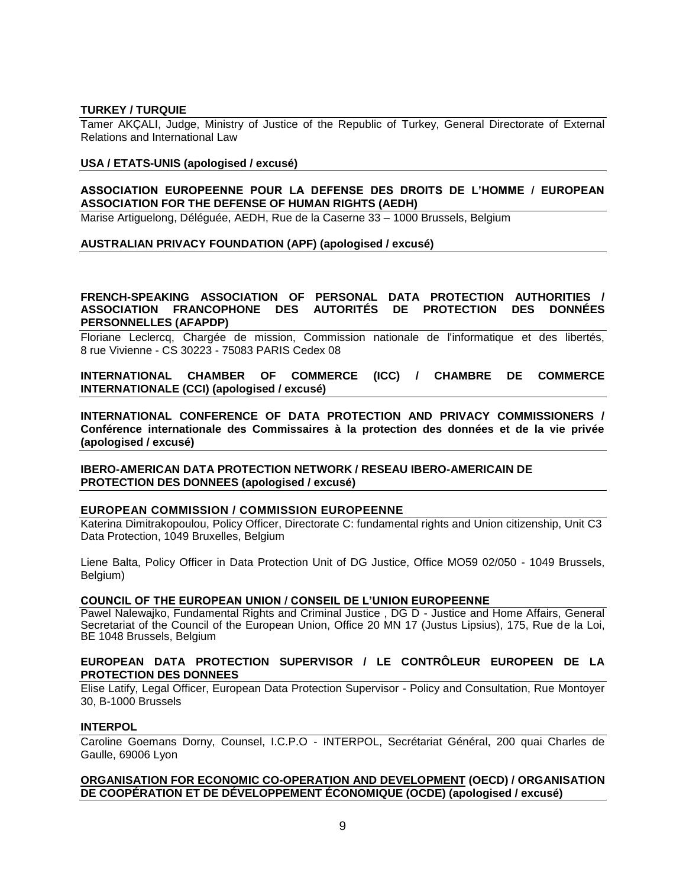**TURKEY / TURQUIE**

Tamer AKÇALI, Judge, Ministry of Justice of the Republic of Turkey, General Directorate of External Relations and International Law

**USA / ETATS-UNIS (apologised / excusé)**

**ASSOCIATION EUROPEENNE POUR LA DEFENSE DES DROITS DE L'HOMME / EUROPEAN ASSOCIATION FOR THE DEFENSE OF HUMAN RIGHTS (AEDH)**

Marise Artiguelong, Déléguée, AEDH, Rue de la Caserne 33 – 1000 Brussels, Belgium

**AUSTRALIAN PRIVACY FOUNDATION (APF) (apologised / excusé)**

**FRENCH-SPEAKING ASSOCIATION OF PERSONAL DATA PROTECTION AUTHORITIES / ASSOCIATION FRANCOPHONE DES AUTORITÉS DE PROTECTION DES DONNÉES PERSONNELLES (AFAPDP)**

Floriane Leclercq, Chargée de mission, Commission nationale de l'informatique et des libertés, 8 rue Vivienne - CS 30223 - 75083 PARIS Cedex 08

**INTERNATIONAL CHAMBER OF COMMERCE (ICC) / CHAMBRE DE COMMERCE INTERNATIONALE (CCI) (apologised / excusé)**

**INTERNATIONAL CONFERENCE OF DATA PROTECTION AND PRIVACY COMMISSIONERS / Conférence internationale des Commissaires à la protection des données et de la vie privée (apologised / excusé)**

**IBERO-AMERICAN DATA PROTECTION NETWORK / RESEAU IBERO-AMERICAIN DE PROTECTION DES DONNEES (apologised / excusé)**

**EUROPEAN COMMISSION / COMMISSION EUROPEENNE**

Katerina Dimitrakopoulou, Policy Officer, Directorate C: fundamental rights and Union citizenship, Unit C3 Data Protection, 1049 Bruxelles, Belgium

Liene Balta, Policy Officer in Data Protection Unit of DG Justice, Office MO59 02/050 - 1049 Brussels, Belgium)

**COUNCIL OF THE EUROPEAN UNION / CONSEIL DE L'UNION EUROPEENNE**

Pawel Nalewajko, Fundamental Rights and Criminal Justice , DG D - Justice and Home Affairs, General Secretariat of the Council of the European Union, Office 20 MN 17 (Justus Lipsius), 175, Rue de la Loi, BE 1048 Brussels, Belgium

**EUROPEAN DATA PROTECTION SUPERVISOR / LE CONTRÔLEUR EUROPEEN DE LA PROTECTION DES DONNEES**

Elise Latify, Legal Officer, European Data Protection Supervisor - Policy and Consultation, Rue Montoyer 30, B-1000 Brussels

**INTERPOL**

Caroline Goemans Dorny, Counsel, I.C.P.O - INTERPOL, Secrétariat Général, 200 quai Charles de Gaulle, 69006 Lyon

**ORGANISATION FOR ECONOMIC CO-OPERATION AND DEVELOPMENT (OECD) / ORGANISATION DE COOPÉRATION ET DE DÉVELOPPEMENT ÉCONOMIQUE (OCDE) (apologised / excusé)**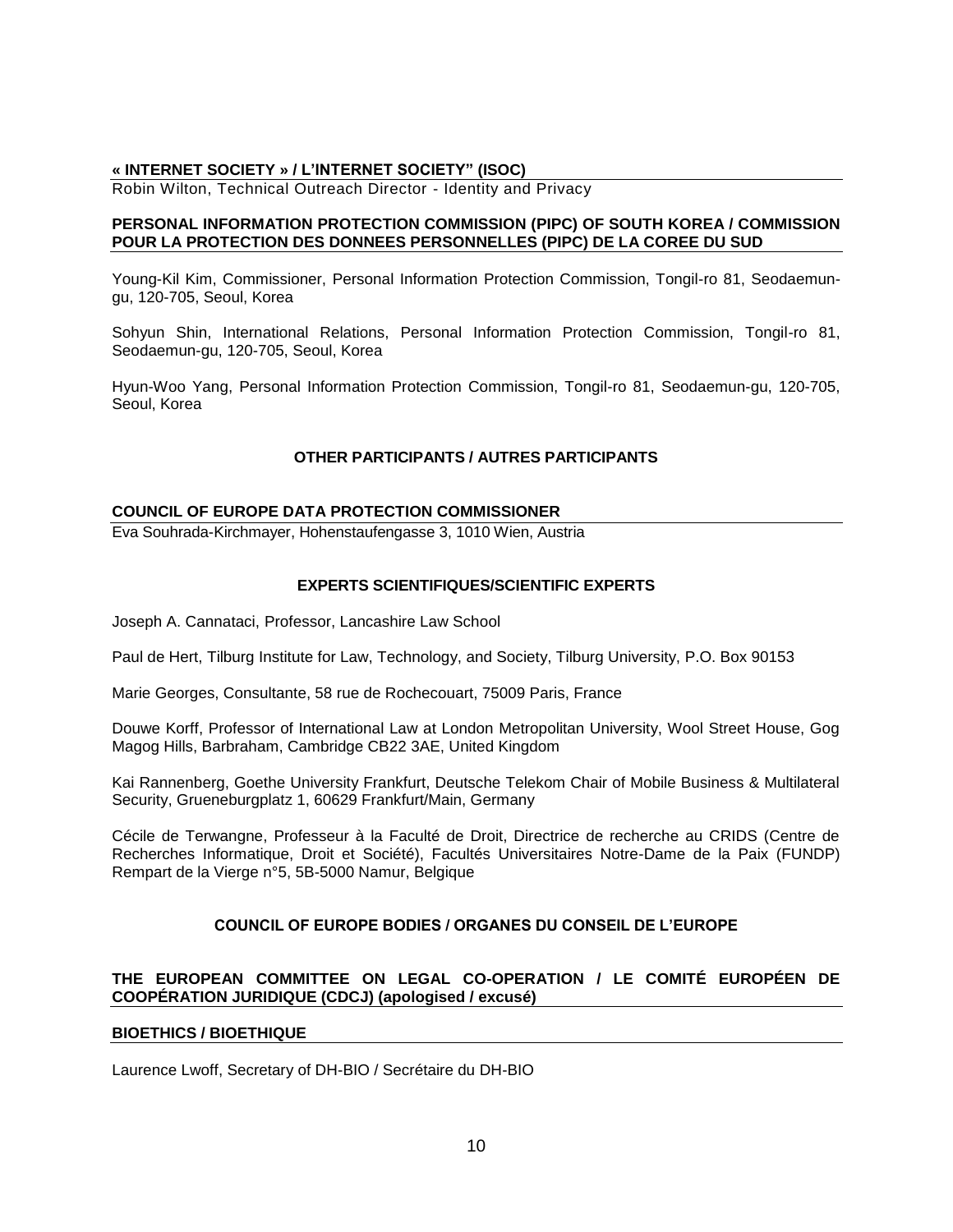**« INTERNET SOCIETY » / L'INTERNET SOCIETY" (ISOC)**

Robin Wilton, Technical Outreach Director - Identity and Privacy

**PERSONAL INFORMATION PROTECTION COMMISSION (PIPC) OF SOUTH KOREA / COMMISSION POUR LA PROTECTION DES DONNEES PERSONNELLES (PIPC) DE LA COREE DU SUD**

Young-Kil Kim, Commissioner, Personal Information Protection Commission, Tongil-ro 81, Seodaemun-gu, 120-705, Seoul, Korea

Sohyun Shin, International Relations, Personal Information Protection Commission, Tongil-ro 81, Seodaemun-gu, 120-705, Seoul, Korea

Hyun-Woo Yang, Personal Information Protection Commission, Tongil-ro 81, Seodaemun-gu, 120-705, Seoul, Korea

## OTHER PARTICIPANTS / AUTRES PARTICIPANTS

**COUNCIL OF EUROPE DATA PROTECTION COMMISSIONER**

Eva Souhrada-Kirchmayer, Hohenstaufengasse 3, 1010 Wien, Austria

## EXPERTS SCIENTIFIQUES/SCIENTIFIC EXPERTS

Joseph A. Cannataci, Professor, Lancashire Law School

Paul de Hert, Tilburg Institute for Law, Technology, and Society, Tilburg University, P.O. Box 90153

Marie Georges, Consultante, 58 rue de Rochecouart, 75009 Paris, France

Douwe Korff, Professor of International Law at London Metropolitan University, Wool Street House, Gog Magog Hills, Barbraham, Cambridge CB22 3AE, United Kingdom

Kai Rannenberg, Goethe University Frankfurt, Deutsche Telekom Chair of Mobile Business & Multilateral Security, Grueneburgplatz 1, 60629 Frankfurt/Main, Germany

Cécile de Terwangne, Professeur à la Faculté de Droit, Directrice de recherche au CRIDS (Centre de Recherches Informatique, Droit et Société), Facultés Universitaires Notre-Dame de la Paix (FUNDP) Rempart de la Vierge n°5, 5B-5000 Namur, Belgique

## COUNCIL OF EUROPE BODIES / ORGANES DU CONSEIL DE L'EUROPE

**THE EUROPEAN COMMITTEE ON LEGAL CO-OPERATION / LE COMITÉ EUROPÉEN DE COOPÉRATION JURIDIQUE (CDCJ) (apologised / excusé)**

**BIOETHICS / BIOETHIQUE**

Laurence Lwoff, Secretary of DH-BIO / Secrétaire du DH-BIO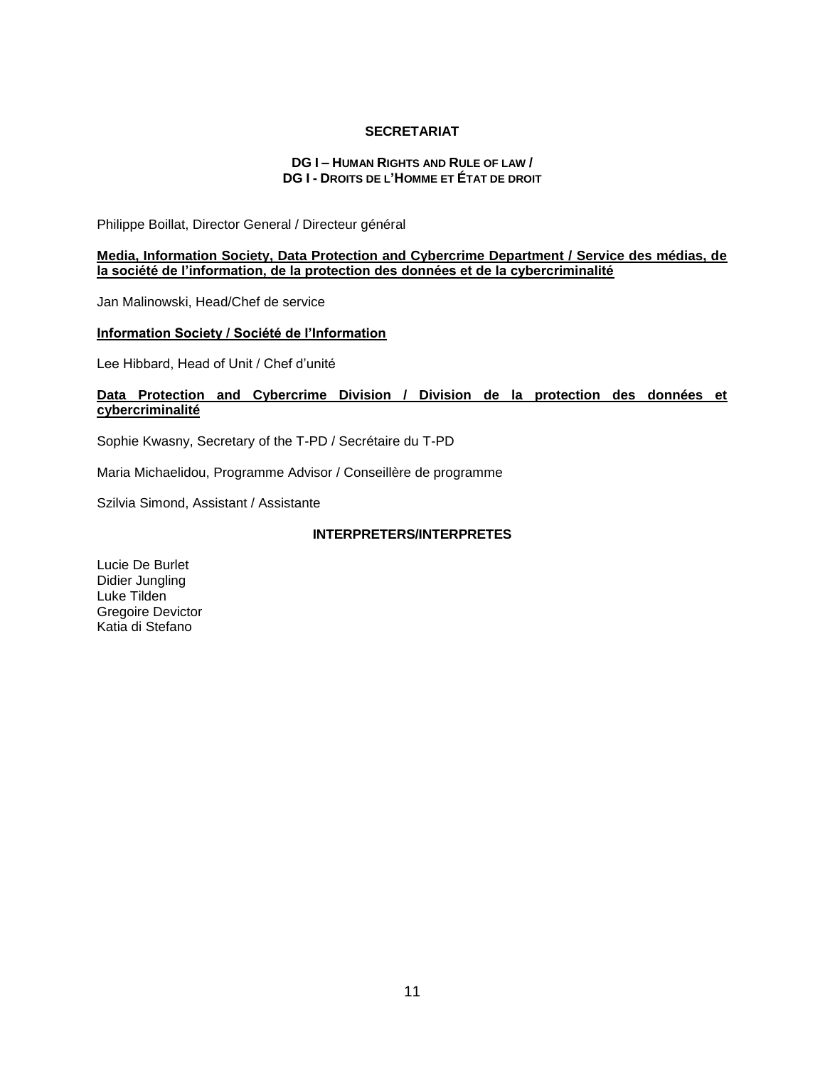## SECRETARIAT

### DG I – HUMAN RIGHTS AND RULE OF LAW / DG I - DROITS DE L'HOMME ET ÉTAT DE DROIT

Philippe Boillat, Director General / Directeur général

**Media, Information Society, Data Protection and Cybercrime Department / Service des médias, de la société de l'information, de la protection des données et de la cybercriminalité**

Jan Malinowski, Head/Chef de service

**Information Society / Société de l'Information**

Lee Hibbard, Head of Unit / Chef d'unité

**Data Protection and Cybercrime Division / Division de la protection des données et cybercriminalité**

Sophie Kwasny, Secretary of the T-PD / Secrétaire du T-PD

Maria Michaelidou, Programme Advisor / Conseillère de programme

Szilvia Simond, Assistant / Assistante

### INTERPRETERS/INTERPRETES

Lucie De Burlet
Didier Jungling
Luke Tilden
Gregoire Devictor
Katia di Stefano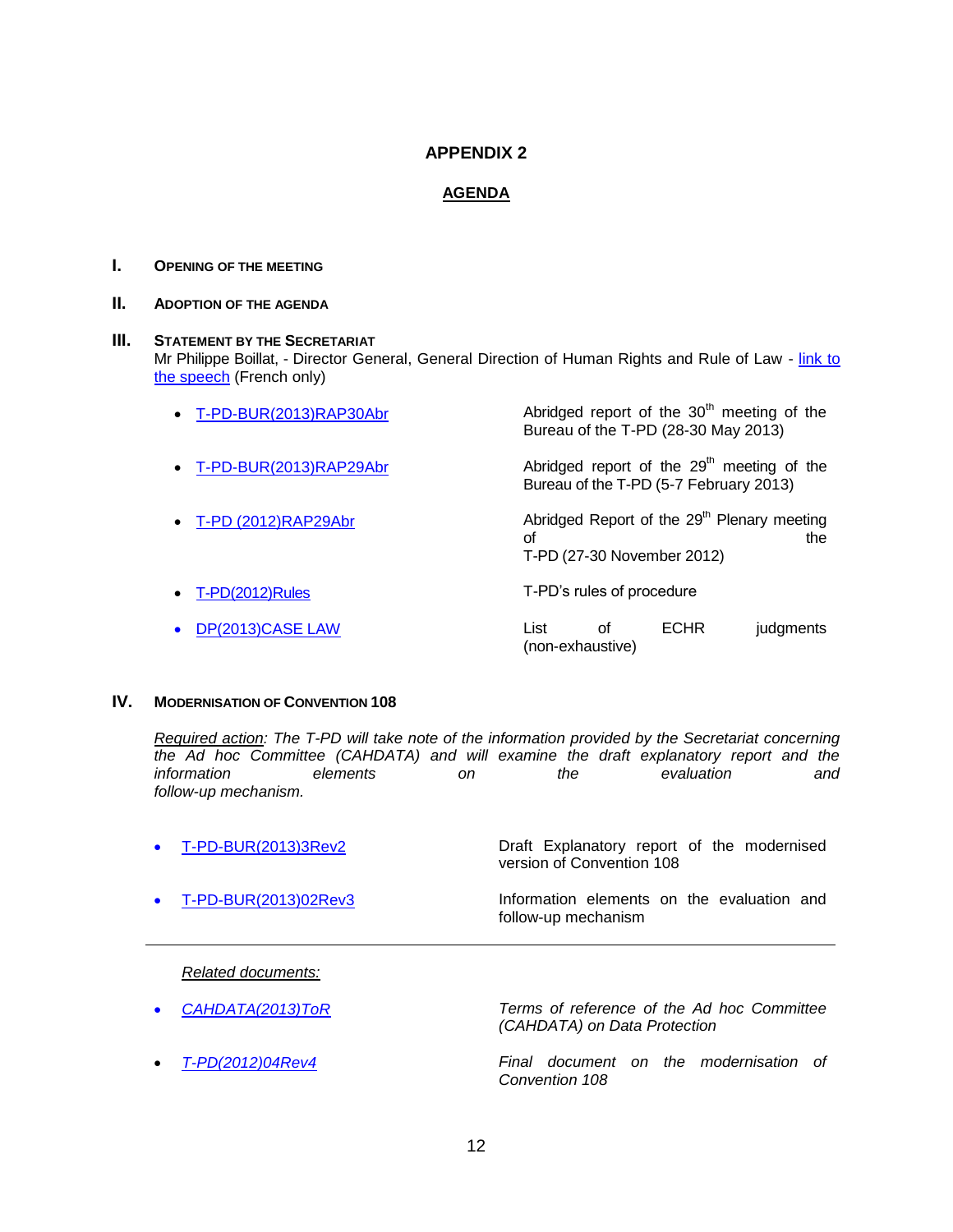# APPENDIX 2

## AGENDA

**I. OPENING OF THE MEETING**

**II. ADOPTION OF THE AGENDA**

**III. STATEMENT BY THE SECRETARIAT**

Mr Philippe Boillat, - Director General, General Direction of Human Rights and Rule of Law - link to the speech (French only)

| | |
|---|---|
| • T-PD-BUR(2013)RAP30Abr | Abridged report of the 30th meeting of the Bureau of the T-PD (28-30 May 2013) |
| • T-PD-BUR(2013)RAP29Abr | Abridged report of the 29th meeting of the Bureau of the T-PD (5-7 February 2013) |
| • T-PD (2012)RAP29Abr | Abridged Report of the 29th Plenary meeting of the T-PD (27-30 November 2012) |
| • T-PD(2012)Rules | T-PD's rules of procedure |
| • DP(2013)CASE LAW | List of ECHR judgments (non-exhaustive) |

**IV. MODERNISATION OF CONVENTION 108**

*Required action: The T-PD will take note of the information provided by the Secretariat concerning the Ad hoc Committee (CAHDATA) and will examine the draft explanatory report and the information elements on the evaluation and follow-up mechanism.*

| | |
|---|---|
| • T-PD-BUR(2013)3Rev2 | Draft Explanatory report of the modernised version of Convention 108 |
| • T-PD-BUR(2013)02Rev3 | Information elements on the evaluation and follow-up mechanism |

---

*Related documents:*

| | |
|---|---|
| • *CAHDATA(2013)ToR* | *Terms of reference of the Ad hoc Committee (CAHDATA) on Data Protection* |
| • *T-PD(2012)04Rev4* | *Final document on the modernisation of Convention 108* |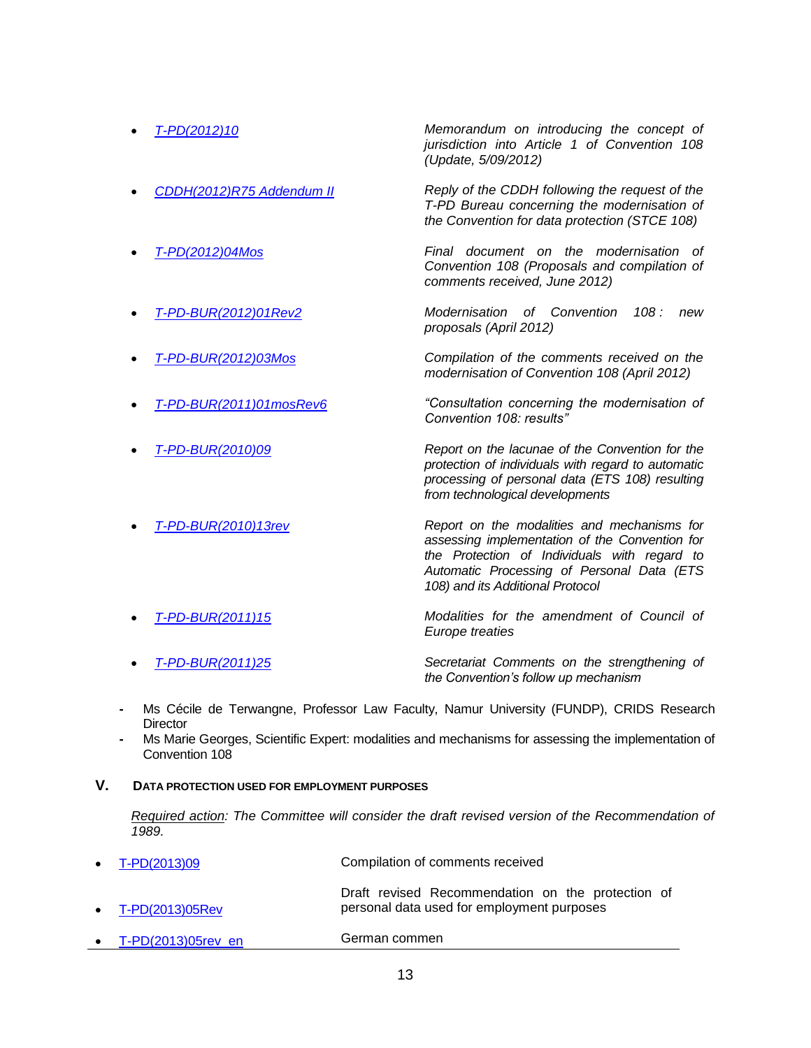- [T-PD(2012)10] — *Memorandum on introducing the concept of jurisdiction into Article 1 of Convention 108 (Update, 5/09/2012)*
- [CDDH(2012)R75 Addendum II] — *Reply of the CDDH following the request of the T-PD Bureau concerning the modernisation of the Convention for data protection (STCE 108)*
- [T-PD(2012)04Mos] — *Final document on the modernisation of Convention 108 (Proposals and compilation of comments received, June 2012)*
- [T-PD-BUR(2012)01Rev2] — *Modernisation of Convention 108 : new proposals (April 2012)*
- [T-PD-BUR(2012)03Mos] — *Compilation of the comments received on the modernisation of Convention 108 (April 2012)*
- [T-PD-BUR(2011)01mosRev6] — *"Consultation concerning the modernisation of Convention 108: results"*
- [T-PD-BUR(2010)09] — *Report on the lacunae of the Convention for the protection of individuals with regard to automatic processing of personal data (ETS 108) resulting from technological developments*
- [T-PD-BUR(2010)13rev] — *Report on the modalities and mechanisms for assessing implementation of the Convention for the Protection of Individuals with regard to Automatic Processing of Personal Data (ETS 108) and its Additional Protocol*
- [T-PD-BUR(2011)15] — *Modalities for the amendment of Council of Europe treaties*
- [T-PD-BUR(2011)25] — *Secretariat Comments on the strengthening of the Convention's follow up mechanism*

- Ms Cécile de Terwangne, Professor Law Faculty, Namur University (FUNDP), CRIDS Research Director
- Ms Marie Georges, Scientific Expert: modalities and mechanisms for assessing the implementation of Convention 108

## V. DATA PROTECTION USED FOR EMPLOYMENT PURPOSES

*Required action: The Committee will consider the draft revised version of the Recommendation of 1989.*

- [T-PD(2013)09] — Compilation of comments received
- [T-PD(2013)05Rev] — Draft revised Recommendation on the protection of personal data used for employment purposes
- [T-PD(2013)05rev_en] — German commen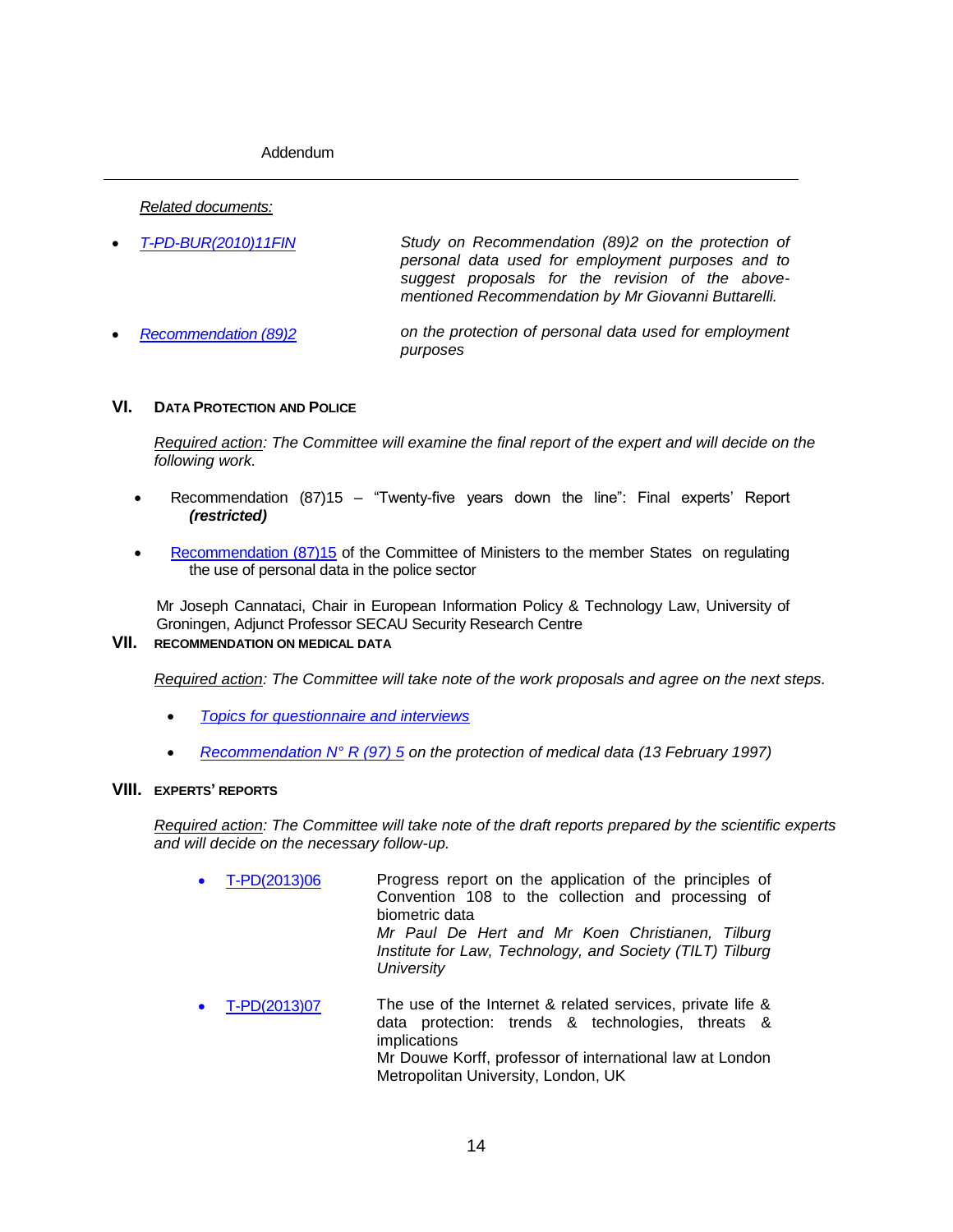Addendum

---

*Related documents:*

- *T-PD-BUR(2010)11FIN* — *Study on Recommendation (89)2 on the protection of personal data used for employment purposes and to suggest proposals for the revision of the above-mentioned Recommendation by Mr Giovanni Buttarelli.*

- *Recommendation (89)2* — *on the protection of personal data used for employment purposes*

## VI. DATA PROTECTION AND POLICE

*Required action: The Committee will examine the final report of the expert and will decide on the following work.*

- Recommendation (87)15 – "Twenty-five years down the line": Final experts' Report ***(restricted)***

- Recommendation (87)15 of the Committee of Ministers to the member States on regulating the use of personal data in the police sector

Mr Joseph Cannataci, Chair in European Information Policy & Technology Law, University of Groningen, Adjunct Professor SECAU Security Research Centre

## VII. RECOMMENDATION ON MEDICAL DATA

*Required action: The Committee will take note of the work proposals and agree on the next steps.*

- *Topics for questionnaire and interviews*

- *Recommendation N° R (97) 5 on the protection of medical data (13 February 1997)*

## VIII. EXPERTS' REPORTS

*Required action: The Committee will take note of the draft reports prepared by the scientific experts and will decide on the necessary follow-up.*

- T-PD(2013)06 — Progress report on the application of the principles of Convention 108 to the collection and processing of biometric data
  *Mr Paul De Hert and Mr Koen Christianen, Tilburg Institute for Law, Technology, and Society (TILT) Tilburg University*

- T-PD(2013)07 — The use of the Internet & related services, private life & data protection: trends & technologies, threats & implications
  Mr Douwe Korff, professor of international law at London Metropolitan University, London, UK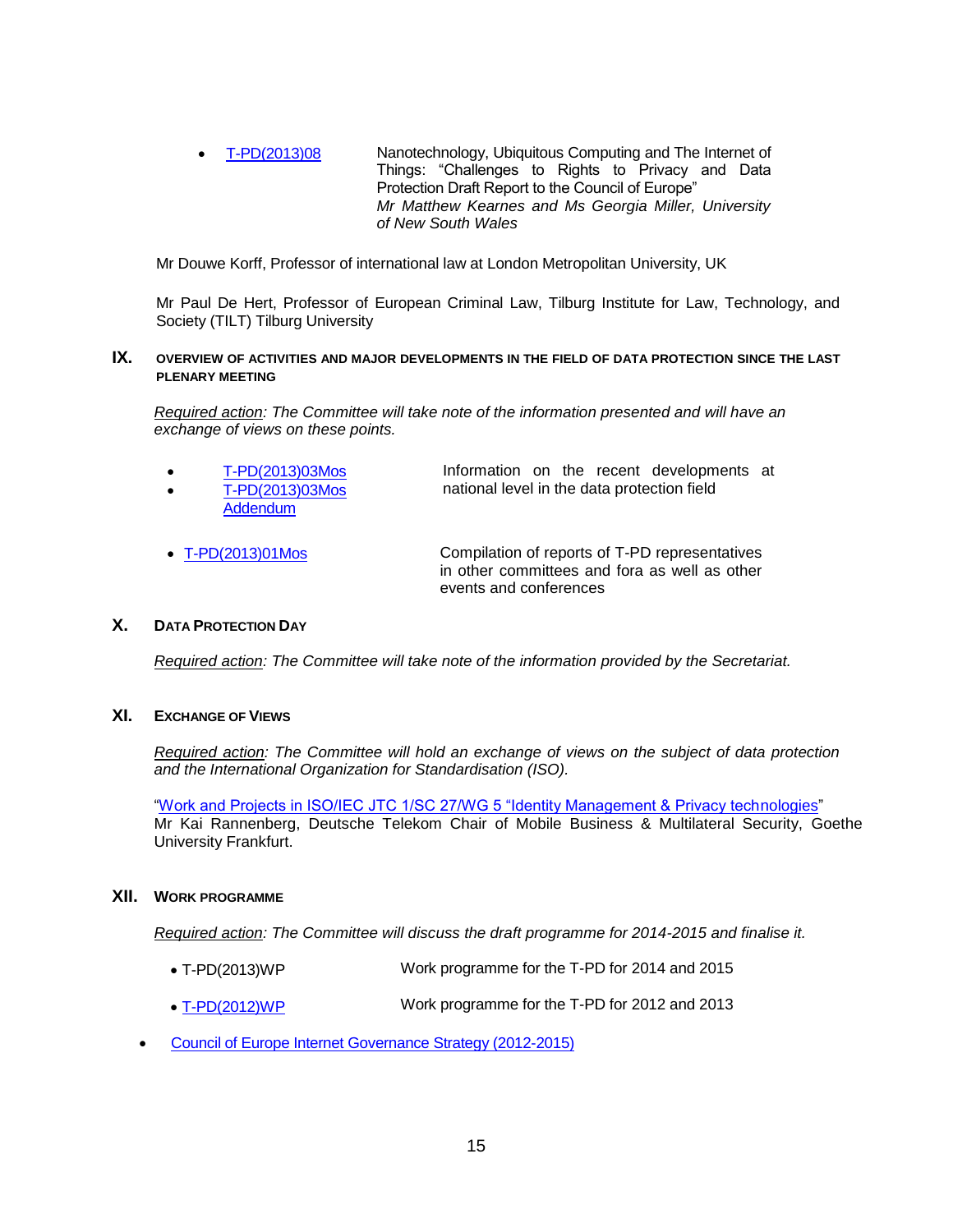- T-PD(2013)08 — Nanotechnology, Ubiquitous Computing and The Internet of Things: "Challenges to Rights to Privacy and Data Protection Draft Report to the Council of Europe"
  *Mr Matthew Kearnes and Ms Georgia Miller, University of New South Wales*

Mr Douwe Korff, Professor of international law at London Metropolitan University, UK

Mr Paul De Hert, Professor of European Criminal Law, Tilburg Institute for Law, Technology, and Society (TILT) Tilburg University

## IX. OVERVIEW OF ACTIVITIES AND MAJOR DEVELOPMENTS IN THE FIELD OF DATA PROTECTION SINCE THE LAST PLENARY MEETING

*Required action: The Committee will take note of the information presented and will have an exchange of views on these points.*

- T-PD(2013)03Mos
- T-PD(2013)03Mos Addendum

Information on the recent developments at national level in the data protection field

- T-PD(2013)01Mos — Compilation of reports of T-PD representatives in other committees and fora as well as other events and conferences

## X. DATA PROTECTION DAY

*Required action: The Committee will take note of the information provided by the Secretariat.*

## XI. EXCHANGE OF VIEWS

*Required action: The Committee will hold an exchange of views on the subject of data protection and the International Organization for Standardisation (ISO).*

"Work and Projects in ISO/IEC JTC 1/SC 27/WG 5 "Identity Management & Privacy technologies"
Mr Kai Rannenberg, Deutsche Telekom Chair of Mobile Business & Multilateral Security, Goethe University Frankfurt.

## XII. WORK PROGRAMME

*Required action: The Committee will discuss the draft programme for 2014-2015 and finalise it.*

- T-PD(2013)WP — Work programme for the T-PD for 2014 and 2015
- T-PD(2012)WP — Work programme for the T-PD for 2012 and 2013

- Council of Europe Internet Governance Strategy (2012-2015)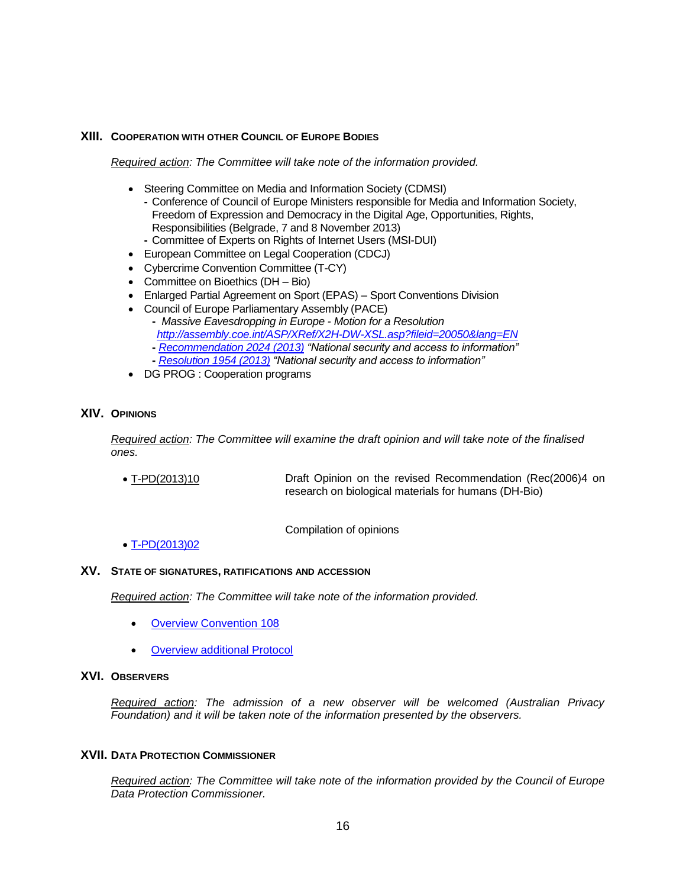## XIII. Cooperation with other Council of Europe Bodies

*Required action: The Committee will take note of the information provided.*

- Steering Committee on Media and Information Society (CDMSI)
  - Conference of Council of Europe Ministers responsible for Media and Information Society, Freedom of Expression and Democracy in the Digital Age, Opportunities, Rights, Responsibilities (Belgrade, 7 and 8 November 2013)
  - Committee of Experts on Rights of Internet Users (MSI-DUI)
- European Committee on Legal Cooperation (CDCJ)
- Cybercrime Convention Committee (T-CY)
- Committee on Bioethics (DH – Bio)
- Enlarged Partial Agreement on Sport (EPAS) – Sport Conventions Division
- Council of Europe Parliamentary Assembly (PACE)
  - *Massive Eavesdropping in Europe - Motion for a Resolution http://assembly.coe.int/ASP/XRef/X2H-DW-XSL.asp?fileid=20050&lang=EN*
  - *Recommendation 2024 (2013) "National security and access to information"*
  - *Resolution 1954 (2013) "National security and access to information"*
- DG PROG : Cooperation programs

## XIV. Opinions

*Required action: The Committee will examine the draft opinion and will take note of the finalised ones.*

- T-PD(2013)10 — Draft Opinion on the revised Recommendation (Rec(2006)4 on research on biological materials for humans (DH-Bio)
- T-PD(2013)02 — Compilation of opinions

## XV. State of signatures, ratifications and accession

*Required action: The Committee will take note of the information provided.*

- Overview Convention 108
- Overview additional Protocol

## XVI. Observers

*Required action: The admission of a new observer will be welcomed (Australian Privacy Foundation) and it will be taken note of the information presented by the observers.*

## XVII. Data Protection Commissioner

*Required action: The Committee will take note of the information provided by the Council of Europe Data Protection Commissioner.*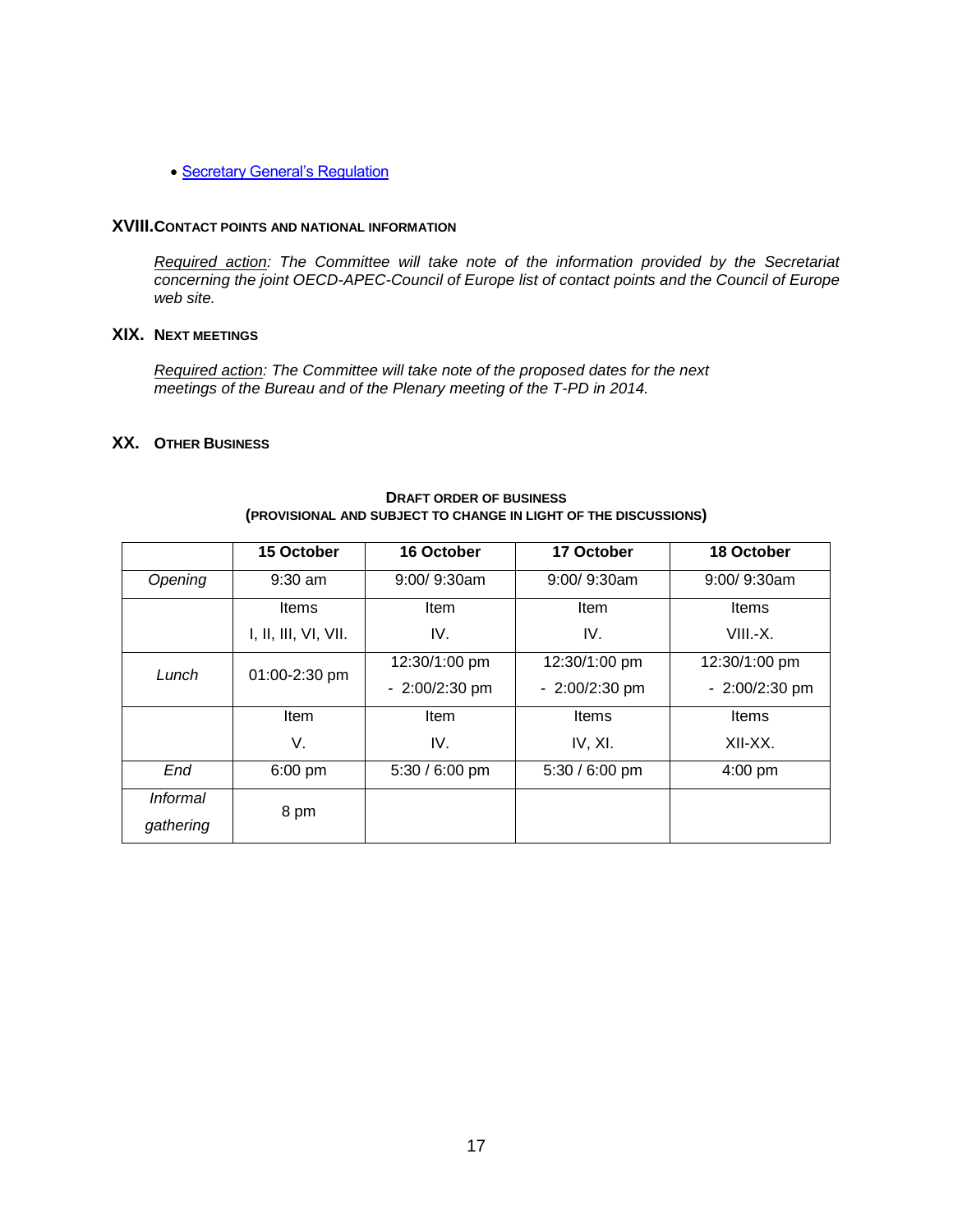- [Secretary General's Regulation]()

## XVIII. Contact points and national information

*Required action: The Committee will take note of the information provided by the Secretariat concerning the joint OECD-APEC-Council of Europe list of contact points and the Council of Europe web site.*

## XIX. Next meetings

*Required action: The Committee will take note of the proposed dates for the next meetings of the Bureau and of the Plenary meeting of the T-PD in 2014.*

## XX. Other Business

**DRAFT ORDER OF BUSINESS**
**(PROVISIONAL AND SUBJECT TO CHANGE IN LIGHT OF THE DISCUSSIONS)**

| | 15 October | 16 October | 17 October | 18 October |
|---|---|---|---|---|
| *Opening* | 9:30 am | 9:00/ 9:30am | 9:00/ 9:30am | 9:00/ 9:30am |
| | Items I, II, III, VI, VII. | Item IV. | Item IV. | Items VIII.-X. |
| *Lunch* | 01:00-2:30 pm | 12:30/1:00 pm - 2:00/2:30 pm | 12:30/1:00 pm - 2:00/2:30 pm | 12:30/1:00 pm - 2:00/2:30 pm |
| | Item V. | Item IV. | Items IV, XI. | Items XII-XX. |
| *End* | 6:00 pm | 5:30 / 6:00 pm | 5:30 / 6:00 pm | 4:00 pm |
| *Informal gathering* | 8 pm | | | |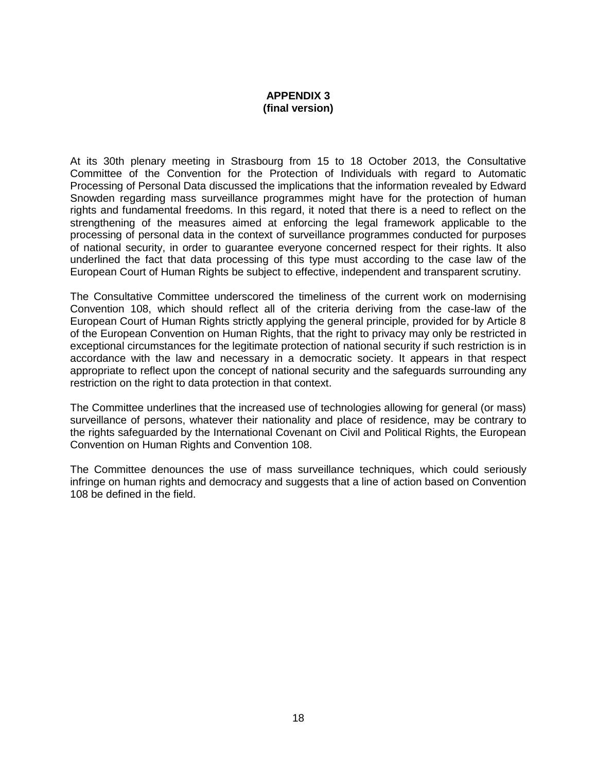**APPENDIX 3**
**(final version)**

At its 30th plenary meeting in Strasbourg from 15 to 18 October 2013, the Consultative Committee of the Convention for the Protection of Individuals with regard to Automatic Processing of Personal Data discussed the implications that the information revealed by Edward Snowden regarding mass surveillance programmes might have for the protection of human rights and fundamental freedoms. In this regard, it noted that there is a need to reflect on the strengthening of the measures aimed at enforcing the legal framework applicable to the processing of personal data in the context of surveillance programmes conducted for purposes of national security, in order to guarantee everyone concerned respect for their rights. It also underlined the fact that data processing of this type must according to the case law of the European Court of Human Rights be subject to effective, independent and transparent scrutiny.

The Consultative Committee underscored the timeliness of the current work on modernising Convention 108, which should reflect all of the criteria deriving from the case-law of the European Court of Human Rights strictly applying the general principle, provided for by Article 8 of the European Convention on Human Rights, that the right to privacy may only be restricted in exceptional circumstances for the legitimate protection of national security if such restriction is in accordance with the law and necessary in a democratic society. It appears in that respect appropriate to reflect upon the concept of national security and the safeguards surrounding any restriction on the right to data protection in that context.

The Committee underlines that the increased use of technologies allowing for general (or mass) surveillance of persons, whatever their nationality and place of residence, may be contrary to the rights safeguarded by the International Covenant on Civil and Political Rights, the European Convention on Human Rights and Convention 108.

The Committee denounces the use of mass surveillance techniques, which could seriously infringe on human rights and democracy and suggests that a line of action based on Convention 108 be defined in the field.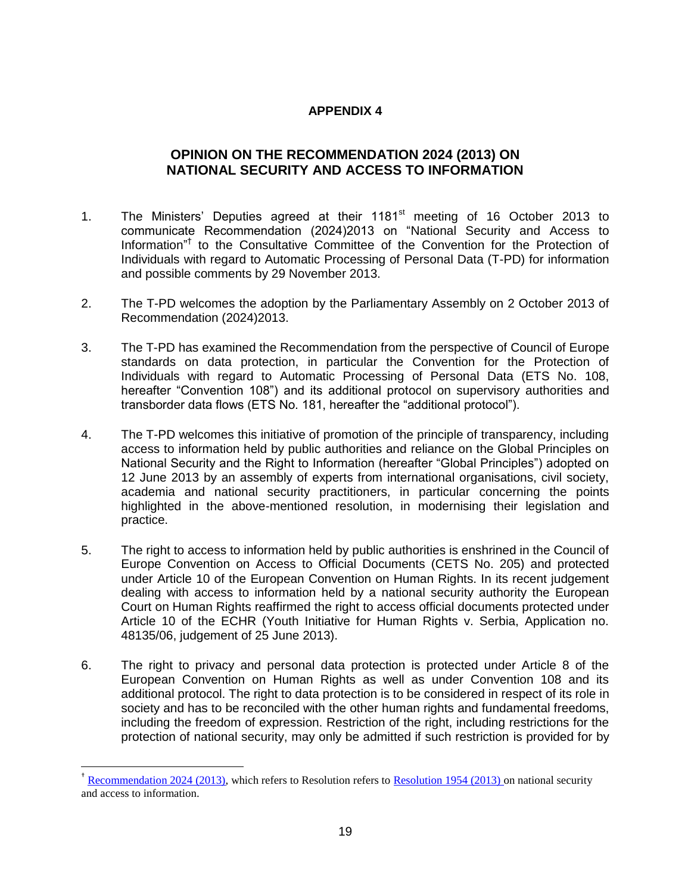## APPENDIX 4

## OPINION ON THE RECOMMENDATION 2024 (2013) ON NATIONAL SECURITY AND ACCESS TO INFORMATION

1. The Ministers' Deputies agreed at their 1181[st] meeting of 16 October 2013 to communicate Recommendation (2024)2013 on "National Security and Access to Information"[†] to the Consultative Committee of the Convention for the Protection of Individuals with regard to Automatic Processing of Personal Data (T-PD) for information and possible comments by 29 November 2013.

2. The T-PD welcomes the adoption by the Parliamentary Assembly on 2 October 2013 of Recommendation (2024)2013.

3. The T-PD has examined the Recommendation from the perspective of Council of Europe standards on data protection, in particular the Convention for the Protection of Individuals with regard to Automatic Processing of Personal Data (ETS No. 108, hereafter "Convention 108") and its additional protocol on supervisory authorities and transborder data flows (ETS No. 181, hereafter the "additional protocol").

4. The T-PD welcomes this initiative of promotion of the principle of transparency, including access to information held by public authorities and reliance on the Global Principles on National Security and the Right to Information (hereafter "Global Principles") adopted on 12 June 2013 by an assembly of experts from international organisations, civil society, academia and national security practitioners, in particular concerning the points highlighted in the above-mentioned resolution, in modernising their legislation and practice.

5. The right to access to information held by public authorities is enshrined in the Council of Europe Convention on Access to Official Documents (CETS No. 205) and protected under Article 10 of the European Convention on Human Rights. In its recent judgement dealing with access to information held by a national security authority the European Court on Human Rights reaffirmed the right to access official documents protected under Article 10 of the ECHR (Youth Initiative for Human Rights v. Serbia, Application no. 48135/06, judgement of 25 June 2013).

6. The right to privacy and personal data protection is protected under Article 8 of the European Convention on Human Rights as well as under Convention 108 and its additional protocol. The right to data protection is to be considered in respect of its role in society and has to be reconciled with the other human rights and fundamental freedoms, including the freedom of expression. Restriction of the right, including restrictions for the protection of national security, may only be admitted if such restriction is provided for by

---

[†] Recommendation 2024 (2013), which refers to Resolution refers to Resolution 1954 (2013) on national security and access to information.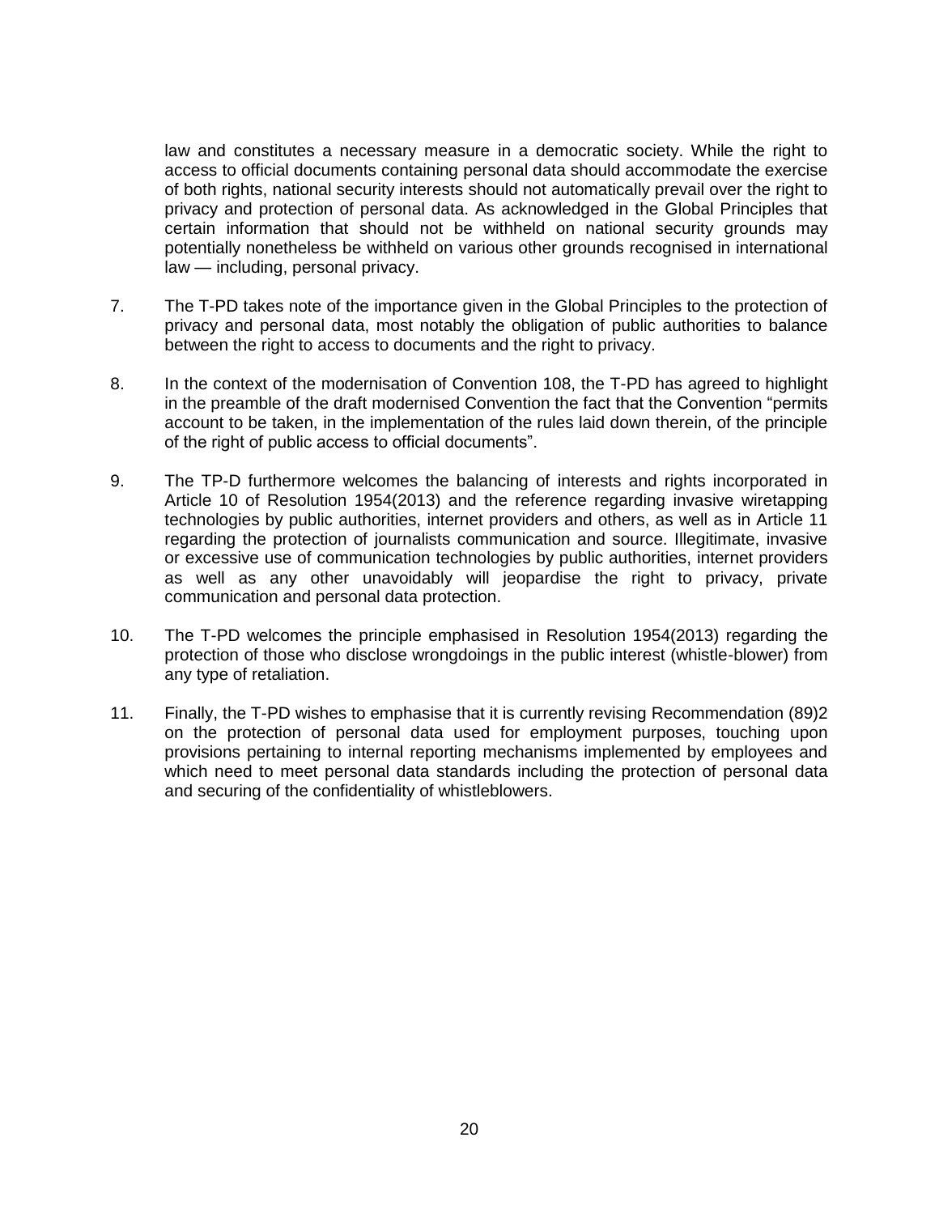law and constitutes a necessary measure in a democratic society. While the right to access to official documents containing personal data should accommodate the exercise of both rights, national security interests should not automatically prevail over the right to privacy and protection of personal data. As acknowledged in the Global Principles that certain information that should not be withheld on national security grounds may potentially nonetheless be withheld on various other grounds recognised in international law — including, personal privacy.

7. The T-PD takes note of the importance given in the Global Principles to the protection of privacy and personal data, most notably the obligation of public authorities to balance between the right to access to documents and the right to privacy.

8. In the context of the modernisation of Convention 108, the T-PD has agreed to highlight in the preamble of the draft modernised Convention the fact that the Convention "permits account to be taken, in the implementation of the rules laid down therein, of the principle of the right of public access to official documents".

9. The TP-D furthermore welcomes the balancing of interests and rights incorporated in Article 10 of Resolution 1954(2013) and the reference regarding invasive wiretapping technologies by public authorities, internet providers and others, as well as in Article 11 regarding the protection of journalists communication and source. Illegitimate, invasive or excessive use of communication technologies by public authorities, internet providers as well as any other unavoidably will jeopardise the right to privacy, private communication and personal data protection.

10. The T-PD welcomes the principle emphasised in Resolution 1954(2013) regarding the protection of those who disclose wrongdoings in the public interest (whistle-blower) from any type of retaliation.

11. Finally, the T-PD wishes to emphasise that it is currently revising Recommendation (89)2 on the protection of personal data used for employment purposes, touching upon provisions pertaining to internal reporting mechanisms implemented by employees and which need to meet personal data standards including the protection of personal data and securing of the confidentiality of whistleblowers.